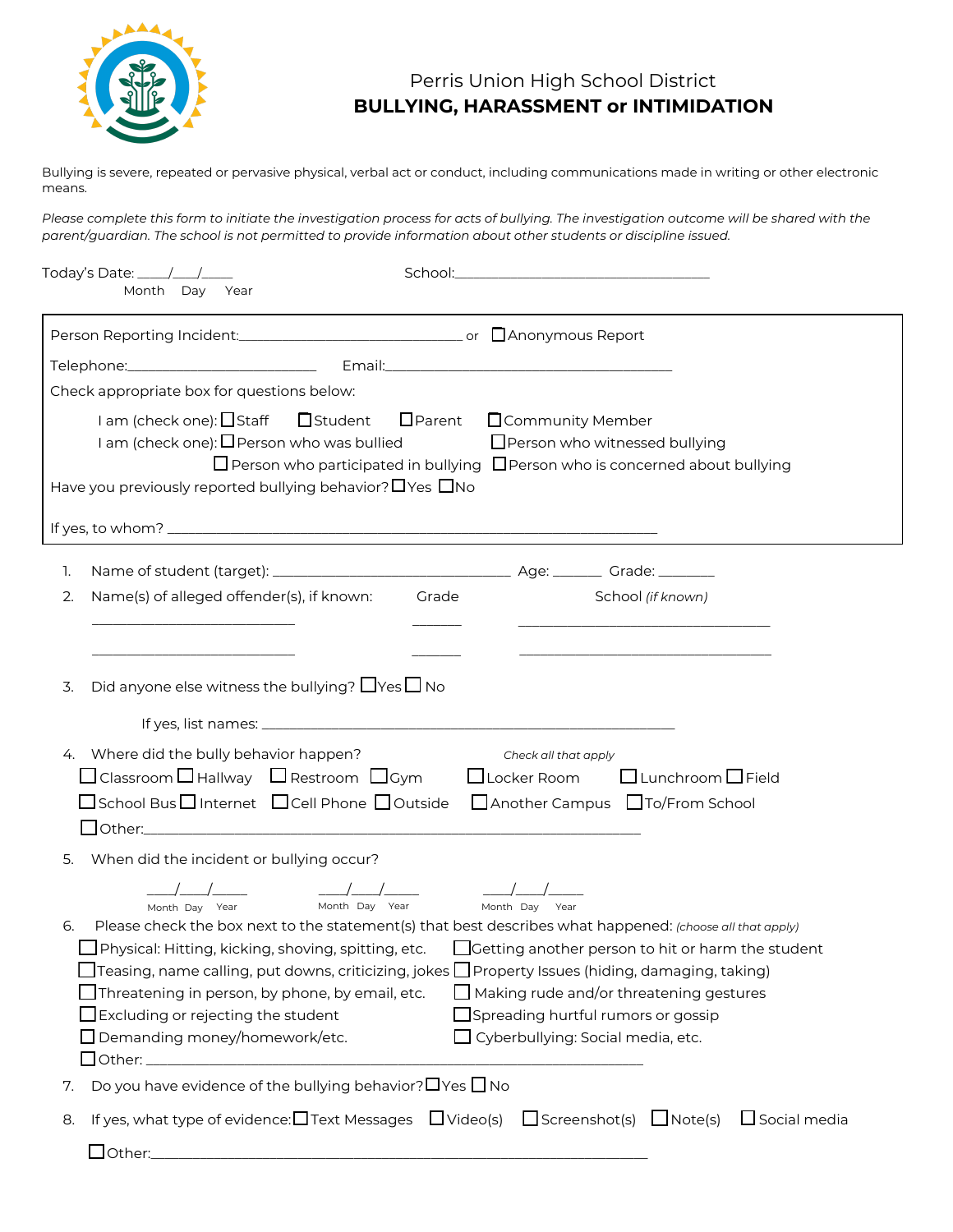# Perris Union High School District

## BULLYING, HARASSMENT or INTIMIDATION

Bullying is severe, repeated or pervasive physical, verbal act or conduct, including communications made in writing or other electronic means.

*Please complete this form to initiate the investigation process for acts of bullying. The investigation outcome will be shared with the parent/guardian. The school is not permitted to provide information about other students or discipline issued.*

Today's Date: ____/___/____ (Month Day Year)    School:_____________________________________

Person Reporting Incident:______________________________ or ☐ Anonymous Report

Telephone:________________________    Email:________________________________________

Check appropriate box for questions below:

I am (check one): ☐ Staff ☐ Student ☐ Parent ☐ Community Member

I am (check one): ☐ Person who was bullied ☐ Person who witnessed bullying ☐ Person who participated in bullying ☐ Person who is concerned about bullying

Have you previously reported bullying behavior? ☐ Yes ☐ No

If yes, to whom? ____________________________________________________________

1. Name of student (target): ______________________________ Age: ______ Grade: _______
2. Name(s) of alleged offender(s), if known: Grade School *(if known)*

   __________________________ ______ __________________________________

   __________________________ ______ __________________________________

3. Did anyone else witness the bullying? ☐ Yes ☐ No

   If yes, list names: _____________________________________________________

4. Where did the bully behavior happen? *Check all that apply*

   ☐ Classroom ☐ Hallway ☐ Restroom ☐ Gym ☐ Locker Room ☐ Lunchroom ☐ Field
   ☐ School Bus ☐ Internet ☐ Cell Phone ☐ Outside ☐ Another Campus ☐ To/From School
   ☐ Other:_______________________________________________________________

5. When did the incident or bullying occur?

   ____/___/____ (Month Day Year)    ____/___/____ (Month Day Year)    ____/___/____ (Month Day Year)

6. Please check the box next to the statement(s) that best describes what happened: *(choose all that apply)*

   ☐ Physical: Hitting, kicking, shoving, spitting, etc. ☐ Getting another person to hit or harm the student
   ☐ Teasing, name calling, put downs, criticizing, jokes ☐ Property Issues (hiding, damaging, taking)
   ☐ Threatening in person, by phone, by email, etc. ☐ Making rude and/or threatening gestures
   ☐ Excluding or rejecting the student ☐ Spreading hurtful rumors or gossip
   ☐ Demanding money/homework/etc. ☐ Cyberbullying: Social media, etc.
   ☐ Other: ______________________________________________________________

7. Do you have evidence of the bullying behavior? ☐ Yes ☐ No
8. If yes, what type of evidence: ☐ Text Messages ☐ Video(s) ☐ Screenshot(s) ☐ Note(s) ☐ Social media

   ☐ Other:_______________________________________________________________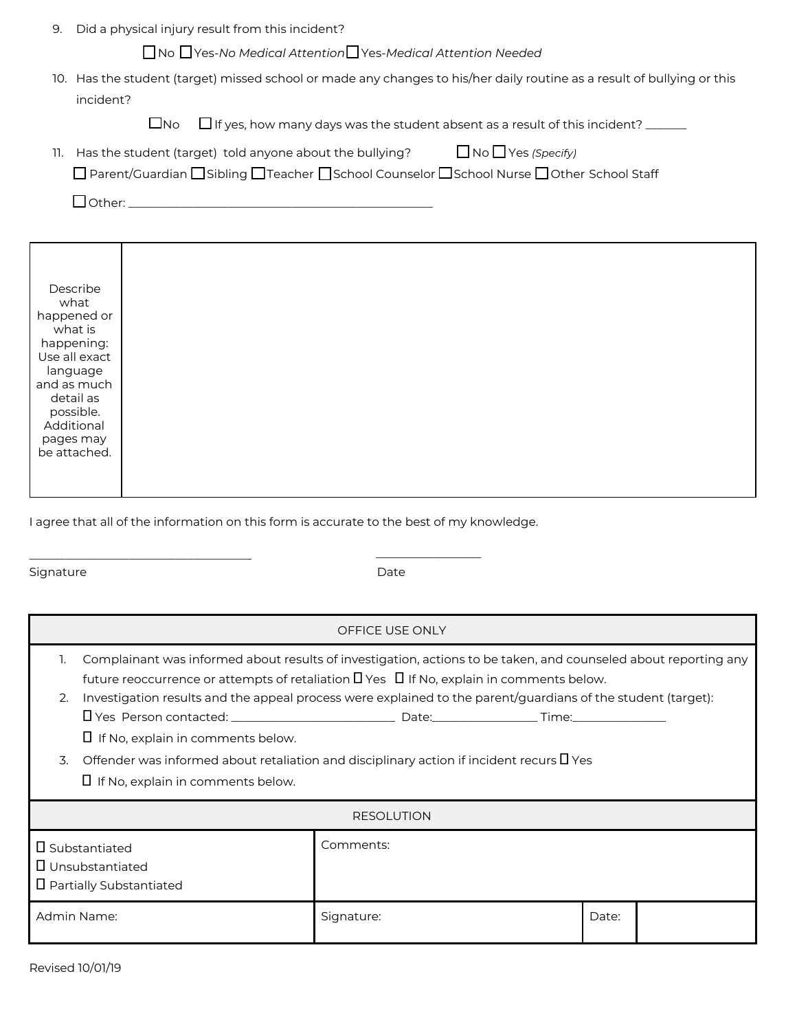9. Did a physical injury result from this incident?

   ☐ No ☐ Yes-*No Medical Attention* ☐ Yes-*Medical Attention Needed*

10. Has the student (target) missed school or made any changes to his/her daily routine as a result of bullying or this incident?

    ☐ No ☐ If yes, how many days was the student absent as a result of this incident? _______

11. Has the student (target) told anyone about the bullying? ☐ No ☐ Yes *(Specify)*

    ☐ Parent/Guardian ☐ Sibling ☐ Teacher ☐ School Counselor ☐ School Nurse ☐ Other School Staff

    ☐ Other: ___________________________________________________

| | |
|---|---|
| Describe what happened or what is happening: Use all exact language and as much detail as possible. Additional pages may be attached. | |

I agree that all of the information on this form is accurate to the best of my knowledge.

_____________________________________ __________________

Signature Date

| OFFICE USE ONLY | | | |
|---|---|---|---|
| 1. Complainant was informed about results of investigation, actions to be taken, and counseled about reporting any future reoccurrence or attempts of retaliation ☐ Yes ☐ If No, explain in comments below.<br>2. Investigation results and the appeal process were explained to the parent/guardians of the student (target): ☐ Yes Person contacted: ___________________________ Date:_________________ Time:_______________ ☐ If No, explain in comments below.<br>3. Offender was informed about retaliation and disciplinary action if incident recurs ☐ Yes ☐ If No, explain in comments below. | | | |
| RESOLUTION | | | |
| ☐ Substantiated<br>☐ Unsubstantiated<br>☐ Partially Substantiated | Comments: | | |
| Admin Name: | Signature: | Date: | |

Revised 10/01/19